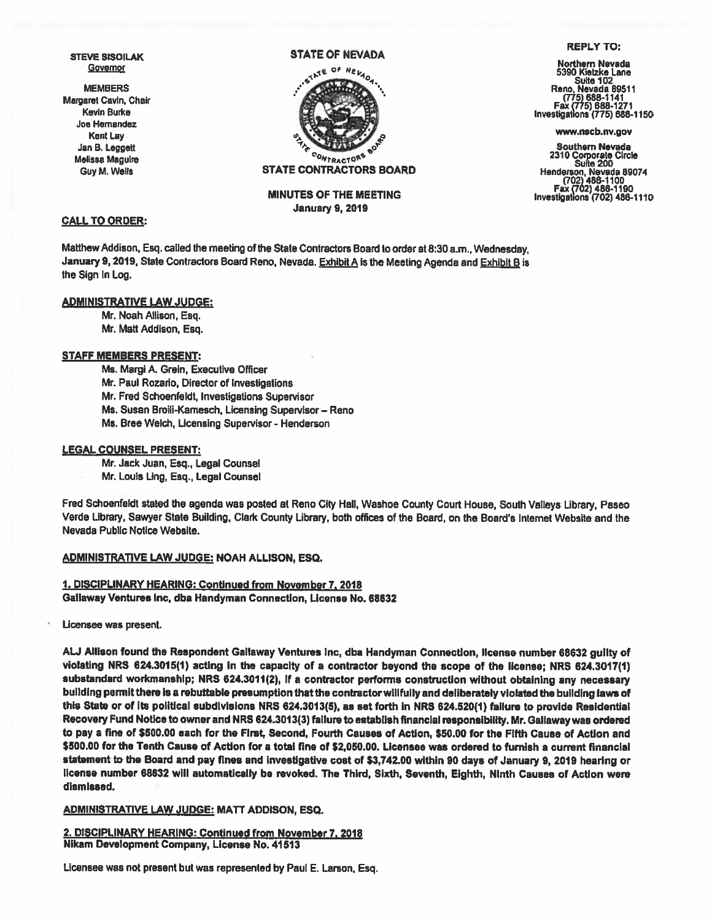**STEVE SISOILAK**
Governor

**MEMBERS**
Margaret Cavin, Chair
Kevin Burke
Joe Hernandez
Kent Lay
Jan B. Leggett
Melissa Maguire
Guy M. Wells

**STATE OF NEVADA**

**STATE CONTRACTORS BOARD**

**REPLY TO:**

**Northern Nevada**
5390 Kietzke Lane
Suite 102
Reno, Nevada 89511
(775) 688-1141
Fax (775) 688-1271
Investigations (775) 688-1150

www.nscb.nv.gov

**Southern Nevada**
2310 Corporate Circle
Suite 200
Henderson, Nevada 89074
(702) 486-1100
Fax (702) 486-1190
Investigations (702) 486-1110

**MINUTES OF THE MEETING**
**January 9, 2019**

**CALL TO ORDER:**

Matthew Addison, Esq. called the meeting of the State Contractors Board to order at 8:30 a.m., Wednesday, January 9, 2019, State Contractors Board Reno, Nevada. Exhibit A is the Meeting Agenda and Exhibit B is the Sign In Log.

**ADMINISTRATIVE LAW JUDGE:**

Mr. Noah Allison, Esq.
Mr. Matt Addison, Esq.

**STAFF MEMBERS PRESENT:**

Ms. Margi A. Grein, Executive Officer
Mr. Paul Rozario, Director of Investigations
Mr. Fred Schoenfeldt, Investigations Supervisor
Ms. Susan Broili-Kamesch, Licensing Supervisor – Reno
Ms. Bree Welch, Licensing Supervisor - Henderson

**LEGAL COUNSEL PRESENT:**

Mr. Jack Juan, Esq., Legal Counsel
Mr. Louis Ling, Esq., Legal Counsel

Fred Schoenfeldt stated the agenda was posted at Reno City Hall, Washoe County Court House, South Valleys Library, Paseo Verde Library, Sawyer State Building, Clark County Library, both offices of the Board, on the Board's Internet Website and the Nevada Public Notice Website.

**ADMINISTRATIVE LAW JUDGE: NOAH ALLISON, ESQ.**

**1. DISCIPLINARY HEARING: Continued from November 7, 2018**
**Gallaway Ventures Inc, dba Handyman Connection, License No. 68632**

- Licensee was present.

**ALJ Allison found the Respondent Gallaway Ventures Inc, dba Handyman Connection, license number 68632 guilty of violating NRS 624.3015(1) acting in the capacity of a contractor beyond the scope of the license; NRS 624.3017(1) substandard workmanship; NRS 624.3011(2), if a contractor performs construction without obtaining any necessary building permit there is a rebuttable presumption that the contractor willfully and deliberately violated the building laws of this State or of its political subdivisions NRS 624.3013(5), as set forth in NRS 624.520(1) failure to provide Residential Recovery Fund Notice to owner and NRS 624.3013(3) failure to establish financial responsibility. Mr. Gallaway was ordered to pay a fine of $500.00 each for the First, Second, Fourth Causes of Action, $50.00 for the Fifth Cause of Action and $500.00 for the Tenth Cause of Action for a total fine of $2,050.00. Licensee was ordered to furnish a current financial statement to the Board and pay fines and investigative cost of $3,742.00 within 90 days of January 9, 2019 hearing or license number 68632 will automatically be revoked. The Third, Sixth, Seventh, Eighth, Ninth Causes of Action were dismissed.**

**ADMINISTRATIVE LAW JUDGE: MATT ADDISON, ESQ.**

**2. DISCIPLINARY HEARING: Continued from November 7, 2018**
**Nikam Development Company, License No. 41513**

Licensee was not present but was represented by Paul E. Larson, Esq.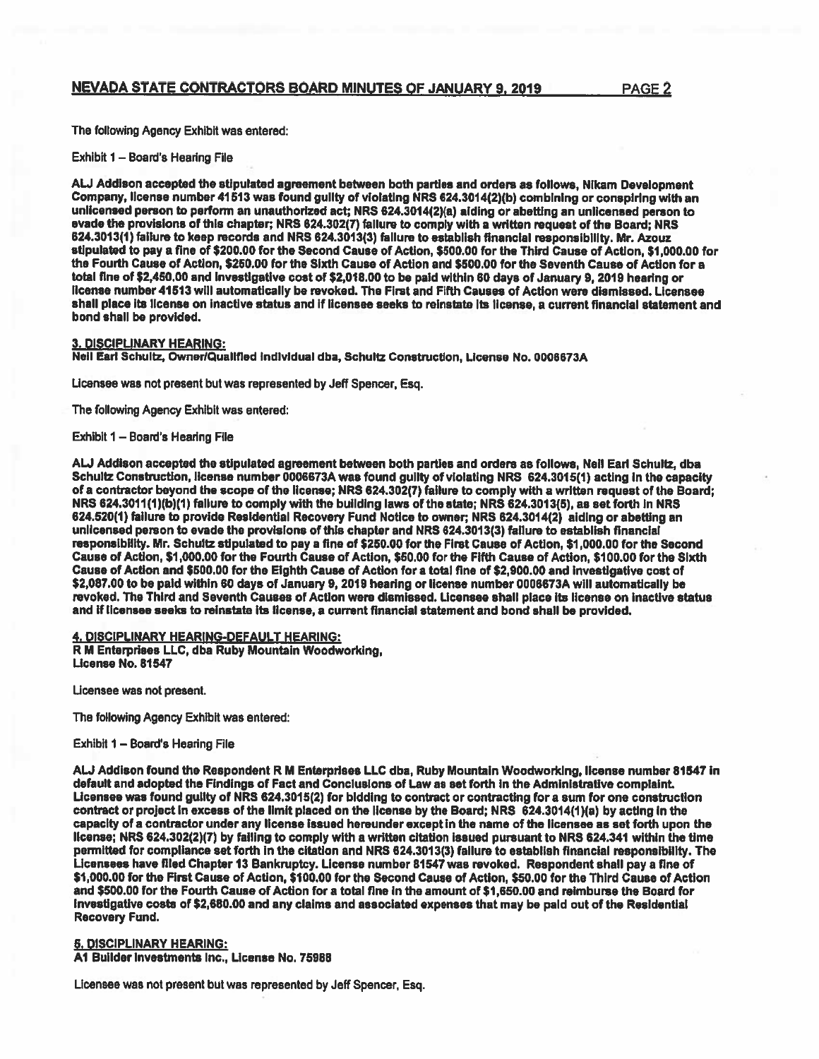The following Agency Exhibit was entered:

Exhibit 1 – Board's Hearing File

**ALJ Addison accepted the stipulated agreement between both parties and orders as follows, Nikam Development Company, license number 41513 was found guilty of violating NRS 624.3014(2)(b) combining or conspiring with an unlicensed person to perform an unauthorized act; NRS 624.3014(2)(a) aiding or abetting an unlicensed person to evade the provisions of this chapter; NRS 624.302(7) failure to comply with a written request of the Board; NRS 624.3013(1) failure to keep records and NRS 624.3013(3) failure to establish financial responsibility. Mr. Azouz stipulated to pay a fine of $200.00 for the Second Cause of Action, $500.00 for the Third Cause of Action, $1,000.00 for the Fourth Cause of Action, $250.00 for the Sixth Cause of Action and $500.00 for the Seventh Cause of Action for a total fine of $2,450.00 and investigative cost of $2,018.00 to be paid within 60 days of January 9, 2019 hearing or license number 41513 will automatically be revoked. The First and Fifth Causes of Action were dismissed. Licensee shall place its license on inactive status and if licensee seeks to reinstate its license, a current financial statement and bond shall be provided.**

**3. DISCIPLINARY HEARING:**
**Neil Earl Schultz, Owner/Qualified Individual dba, Schultz Construction, License No. 0006673A**

Licensee was not present but was represented by Jeff Spencer, Esq.

The following Agency Exhibit was entered:

Exhibit 1 – Board's Hearing File

**ALJ Addison accepted the stipulated agreement between both parties and orders as follows, Neil Earl Schultz, dba Schultz Construction, license number 0006673A was found guilty of violating NRS 624.3015(1) acting in the capacity of a contractor beyond the scope of the license; NRS 624.302(7) failure to comply with a written request of the Board; NRS 624.3011(1)(b)(1) failure to comply with the building laws of the state; NRS 624.3013(5), as set forth in NRS 624.520(1) failure to provide Residential Recovery Fund Notice to owner; NRS 624.3014(2) aiding or abetting an unlicensed person to evade the provisions of this chapter and NRS 624.3013(3) failure to establish financial responsibility. Mr. Schultz stipulated to pay a fine of $250.00 for the First Cause of Action, $1,000.00 for the Second Cause of Action, $1,000.00 for the Fourth Cause of Action, $50.00 for the Fifth Cause of Action, $100.00 for the Sixth Cause of Action and $500.00 for the Eighth Cause of Action for a total fine of $2,900.00 and investigative cost of $2,087.00 to be paid within 60 days of January 9, 2019 hearing or license number 0006673A will automatically be revoked. The Third and Seventh Causes of Action were dismissed. Licensee shall place its license on inactive status and if licensee seeks to reinstate its license, a current financial statement and bond shall be provided.**

**4. DISCIPLINARY HEARING-DEFAULT HEARING:**
**R M Enterprises LLC, dba Ruby Mountain Woodworking,**
**License No. 81547**

Licensee was not present.

The following Agency Exhibit was entered:

Exhibit 1 – Board's Hearing File

**ALJ Addison found the Respondent R M Enterprises LLC dba, Ruby Mountain Woodworking, license number 81547 in default and adopted the Findings of Fact and Conclusions of Law as set forth in the Administrative complaint. Licensee was found guilty of NRS 624.3015(2) for bidding to contract or contracting for a sum for one construction contract or project in excess of the limit placed on the license by the Board; NRS 624.3014(1)(a) by acting in the capacity of a contractor under any license issued hereunder except in the name of the licensee as set forth upon the license; NRS 624.302(2)(7) by failing to comply with a written citation issued pursuant to NRS 624.341 within the time permitted for compliance set forth in the citation and NRS 624.3013(3) failure to establish financial responsibility. The Licensees have filed Chapter 13 Bankruptcy. License number 81547 was revoked. Respondent shall pay a fine of $1,000.00 for the First Cause of Action, $100.00 for the Second Cause of Action, $50.00 for the Third Cause of Action and $500.00 for the Fourth Cause of Action for a total fine in the amount of $1,650.00 and reimburse the Board for investigative costs of $2,680.00 and any claims and associated expenses that may be paid out of the Residential Recovery Fund.**

**5. DISCIPLINARY HEARING:**
**A1 Builder Investments Inc., License No. 75988**

Licensee was not present but was represented by Jeff Spencer, Esq.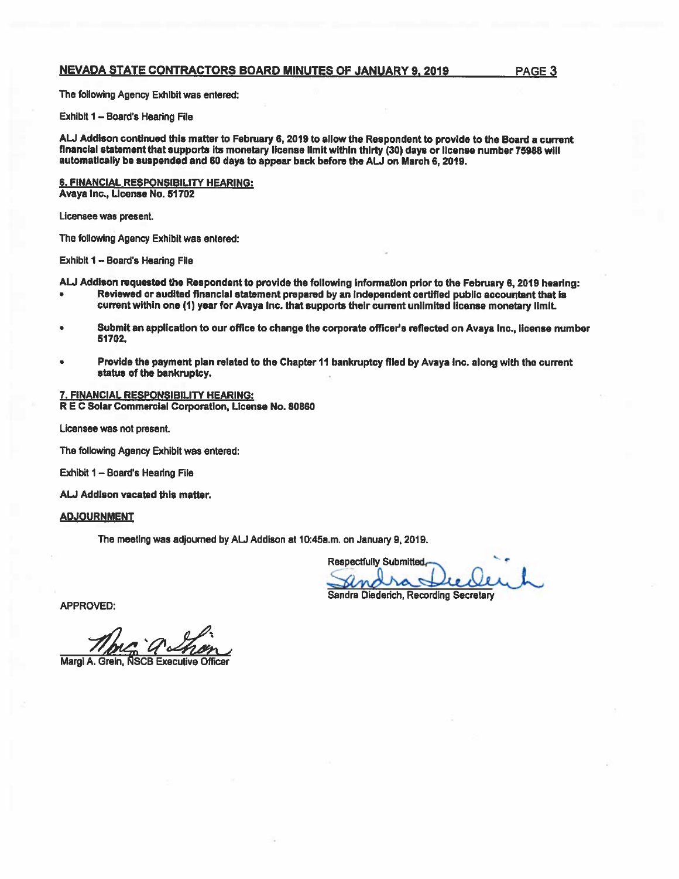The following Agency Exhibit was entered:

Exhibit 1 – Board's Hearing File

**ALJ Addison continued this matter to February 6, 2019 to allow the Respondent to provide to the Board a current financial statement that supports its monetary license limit within thirty (30) days or license number 75986 will automatically be suspended and 60 days to appear back before the ALJ on March 6, 2019.**

**6. FINANCIAL RESPONSIBILITY HEARING:**
**Avaya Inc., License No. 51702**

Licensee was present.

The following Agency Exhibit was entered:

Exhibit 1 – Board's Hearing File

**ALJ Addison requested the Respondent to provide the following information prior to the February 6, 2019 hearing:**

- **Reviewed or audited financial statement prepared by an independent certified public accountant that is current within one (1) year for Avaya Inc. that supports their current unlimited license monetary limit.**
- **Submit an application to our office to change the corporate officer's reflected on Avaya Inc., license number 51702.**
- **Provide the payment plan related to the Chapter 11 bankruptcy filed by Avaya Inc. along with the current status of the bankruptcy.**

**7. FINANCIAL RESPONSIBILITY HEARING:**
**R E C Solar Commercial Corporation, License No. 80860**

Licensee was not present.

The following Agency Exhibit was entered:

Exhibit 1 – Board's Hearing File

**ALJ Addison vacated this matter.**

**ADJOURNMENT**

The meeting was adjourned by ALJ Addison at 10:45a.m. on January 9, 2019.

Respectfully Submitted,

Sandra Diederich, Recording Secretary

APPROVED:

Margi A. Grein, NSCB Executive Officer